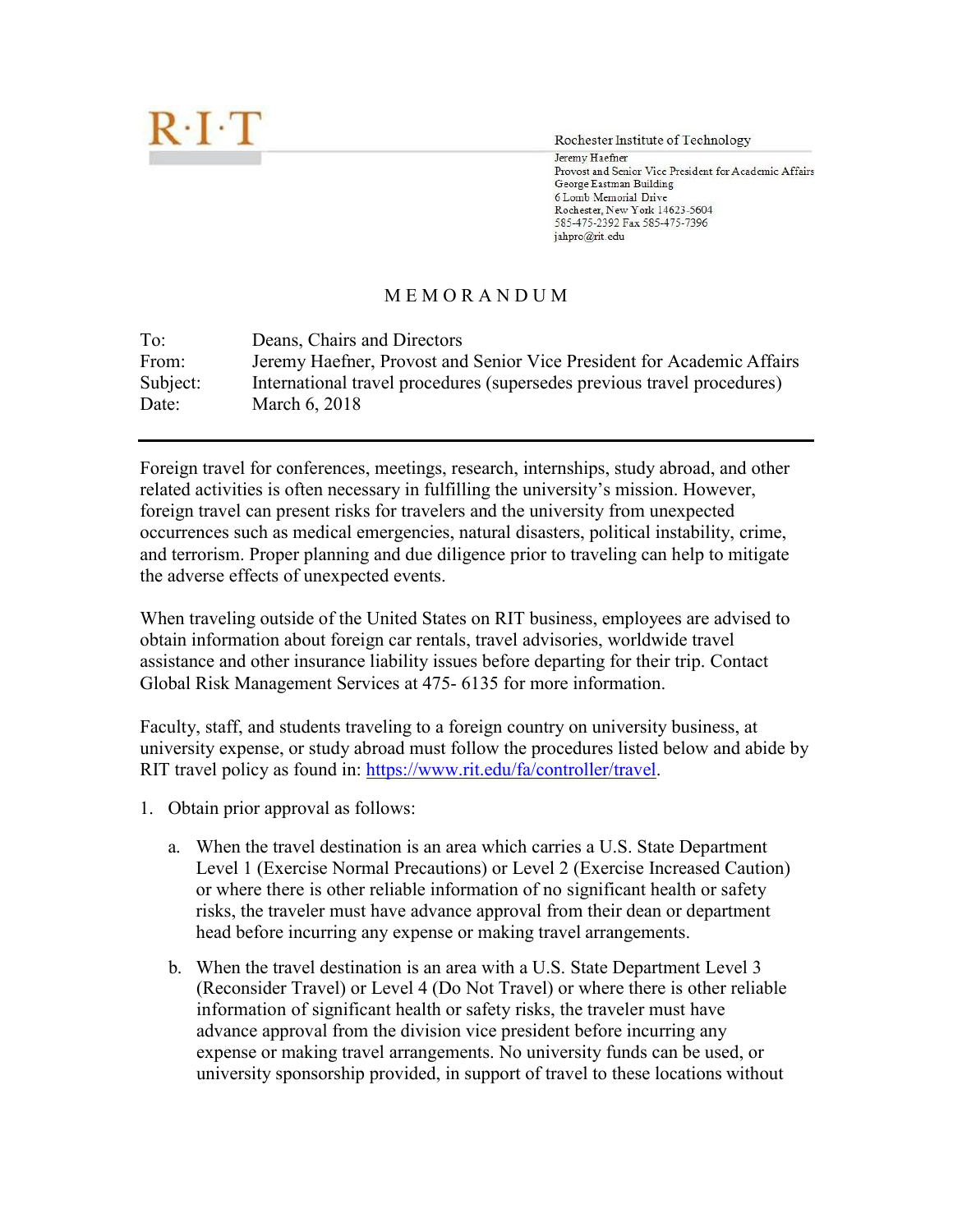R·I·T

Rochester Institute of Technology
Jeremy Haefner
Provost and Senior Vice President for Academic Affairs
George Eastman Building
6 Lomb Memorial Drive
Rochester, New York 14623-5604
585-475-2392 Fax 585-475-7396
jahpro@rit.edu

# MEMORANDUM

To: Deans, Chairs and Directors
From: Jeremy Haefner, Provost and Senior Vice President for Academic Affairs
Subject: International travel procedures (supersedes previous travel procedures)
Date: March 6, 2018

---

Foreign travel for conferences, meetings, research, internships, study abroad, and other related activities is often necessary in fulfilling the university's mission. However, foreign travel can present risks for travelers and the university from unexpected occurrences such as medical emergencies, natural disasters, political instability, crime, and terrorism. Proper planning and due diligence prior to traveling can help to mitigate the adverse effects of unexpected events.

When traveling outside of the United States on RIT business, employees are advised to obtain information about foreign car rentals, travel advisories, worldwide travel assistance and other insurance liability issues before departing for their trip. Contact Global Risk Management Services at 475- 6135 for more information.

Faculty, staff, and students traveling to a foreign country on university business, at university expense, or study abroad must follow the procedures listed below and abide by RIT travel policy as found in: https://www.rit.edu/fa/controller/travel.

1. Obtain prior approval as follows:

   a. When the travel destination is an area which carries a U.S. State Department Level 1 (Exercise Normal Precautions) or Level 2 (Exercise Increased Caution) or where there is other reliable information of no significant health or safety risks, the traveler must have advance approval from their dean or department head before incurring any expense or making travel arrangements.

   b. When the travel destination is an area with a U.S. State Department Level 3 (Reconsider Travel) or Level 4 (Do Not Travel) or where there is other reliable information of significant health or safety risks, the traveler must have advance approval from the division vice president before incurring any expense or making travel arrangements. No university funds can be used, or university sponsorship provided, in support of travel to these locations without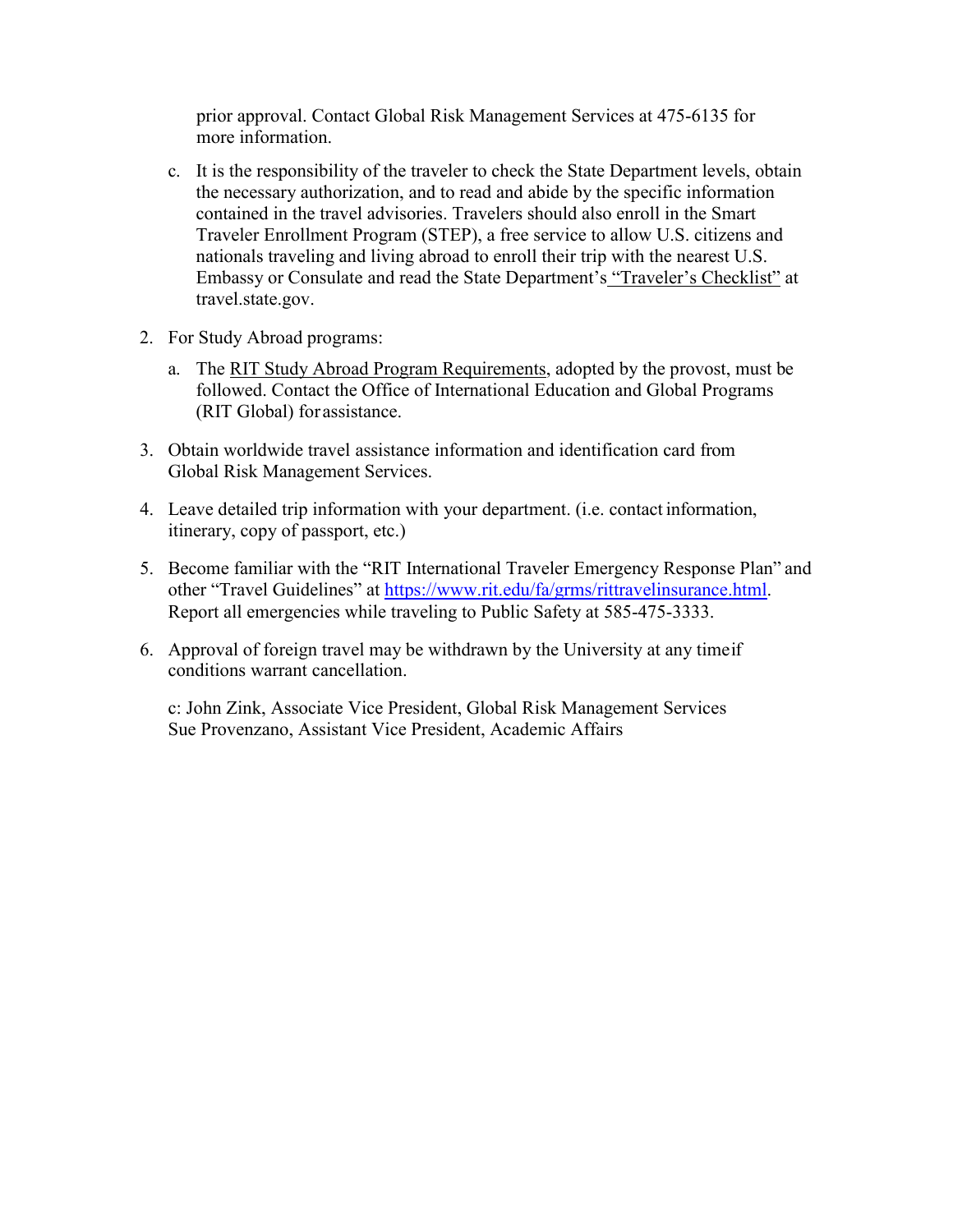prior approval. Contact Global Risk Management Services at 475-6135 for more information.

   c. It is the responsibility of the traveler to check the State Department levels, obtain the necessary authorization, and to read and abide by the specific information contained in the travel advisories. Travelers should also enroll in the Smart Traveler Enrollment Program (STEP), a free service to allow U.S. citizens and nationals traveling and living abroad to enroll their trip with the nearest U.S. Embassy or Consulate and read the State Department's "Traveler's Checklist" at travel.state.gov.

2. For Study Abroad programs:

   a. The RIT Study Abroad Program Requirements, adopted by the provost, must be followed. Contact the Office of International Education and Global Programs (RIT Global) for assistance.

3. Obtain worldwide travel assistance information and identification card from Global Risk Management Services.

4. Leave detailed trip information with your department. (i.e. contact information, itinerary, copy of passport, etc.)

5. Become familiar with the "RIT International Traveler Emergency Response Plan" and other "Travel Guidelines" at [https://www.rit.edu/fa/grms/rittravelinsurance.html](https://www.rit.edu/fa/grms/rittravelinsurance.html). Report all emergencies while traveling to Public Safety at 585-475-3333.

6. Approval of foreign travel may be withdrawn by the University at any time if conditions warrant cancellation.

c: John Zink, Associate Vice President, Global Risk Management Services
Sue Provenzano, Assistant Vice President, Academic Affairs